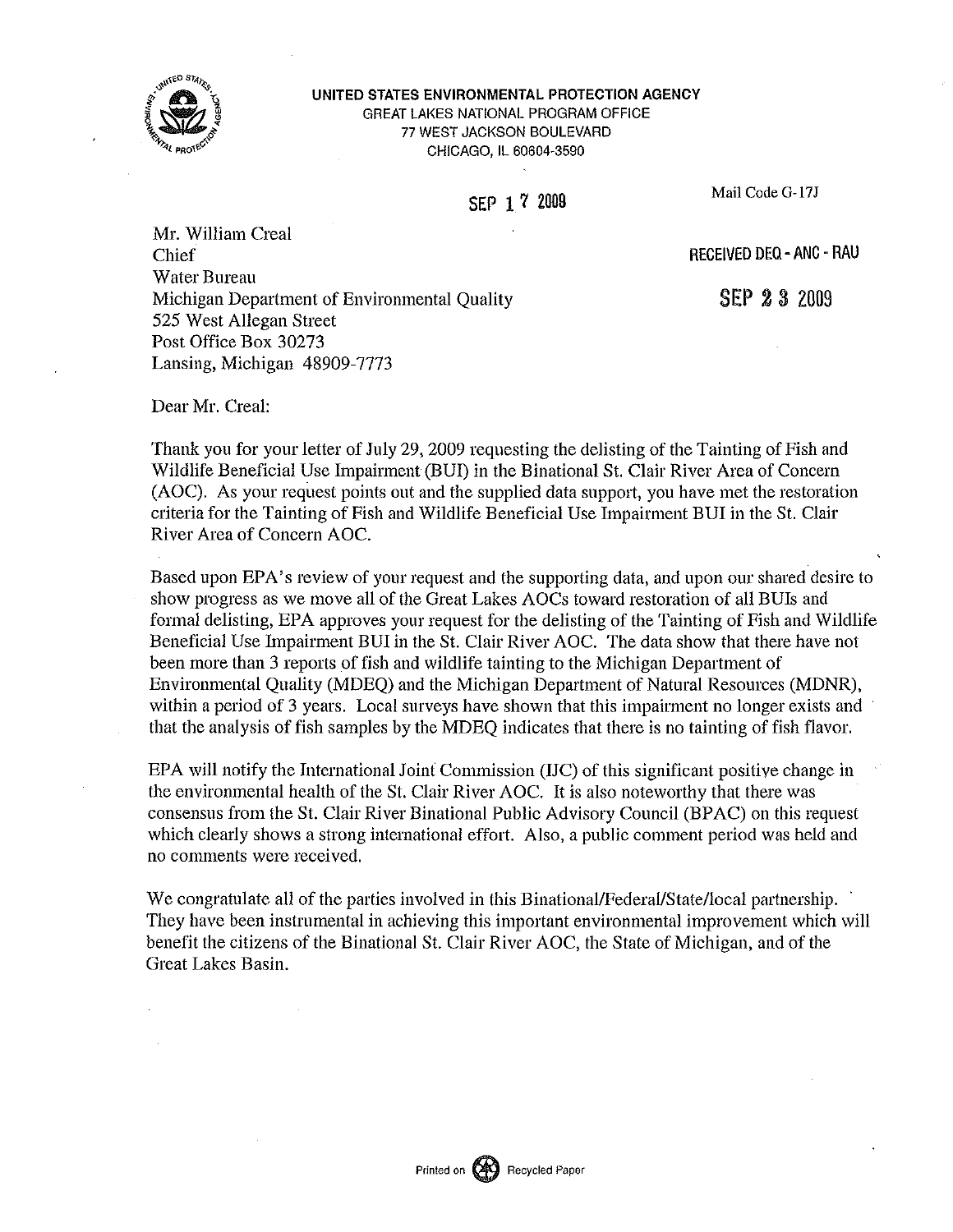**UNITED STATES ENVIRONMENTAL PROTECTION AGENCY**
GREAT LAKES NATIONAL PROGRAM OFFICE
77 WEST JACKSON BOULEVARD
CHICAGO, IL 60604-3590

SEP 17 2009

Mail Code G-17J

RECEIVED DEQ - ANC - RAU

SEP 23 2009

Mr. William Creal
Chief
Water Bureau
Michigan Department of Environmental Quality
525 West Allegan Street
Post Office Box 30273
Lansing, Michigan 48909-7773

Dear Mr. Creal:

Thank you for your letter of July 29, 2009 requesting the delisting of the Tainting of Fish and Wildlife Beneficial Use Impairment (BUI) in the Binational St. Clair River Area of Concern (AOC). As your request points out and the supplied data support, you have met the restoration criteria for the Tainting of Fish and Wildlife Beneficial Use Impairment BUI in the St. Clair River Area of Concern AOC.

Based upon EPA's review of your request and the supporting data, and upon our shared desire to show progress as we move all of the Great Lakes AOCs toward restoration of all BUIs and formal delisting, EPA approves your request for the delisting of the Tainting of Fish and Wildlife Beneficial Use Impairment BUI in the St. Clair River AOC. The data show that there have not been more than 3 reports of fish and wildlife tainting to the Michigan Department of Environmental Quality (MDEQ) and the Michigan Department of Natural Resources (MDNR), within a period of 3 years. Local surveys have shown that this impairment no longer exists and that the analysis of fish samples by the MDEQ indicates that there is no tainting of fish flavor.

EPA will notify the International Joint Commission (IJC) of this significant positive change in the environmental health of the St. Clair River AOC. It is also noteworthy that there was consensus from the St. Clair River Binational Public Advisory Council (BPAC) on this request which clearly shows a strong international effort. Also, a public comment period was held and no comments were received.

We congratulate all of the parties involved in this Binational/Federal/State/local partnership. They have been instrumental in achieving this important environmental improvement which will benefit the citizens of the Binational St. Clair River AOC, the State of Michigan, and of the Great Lakes Basin.

Printed on Recycled Paper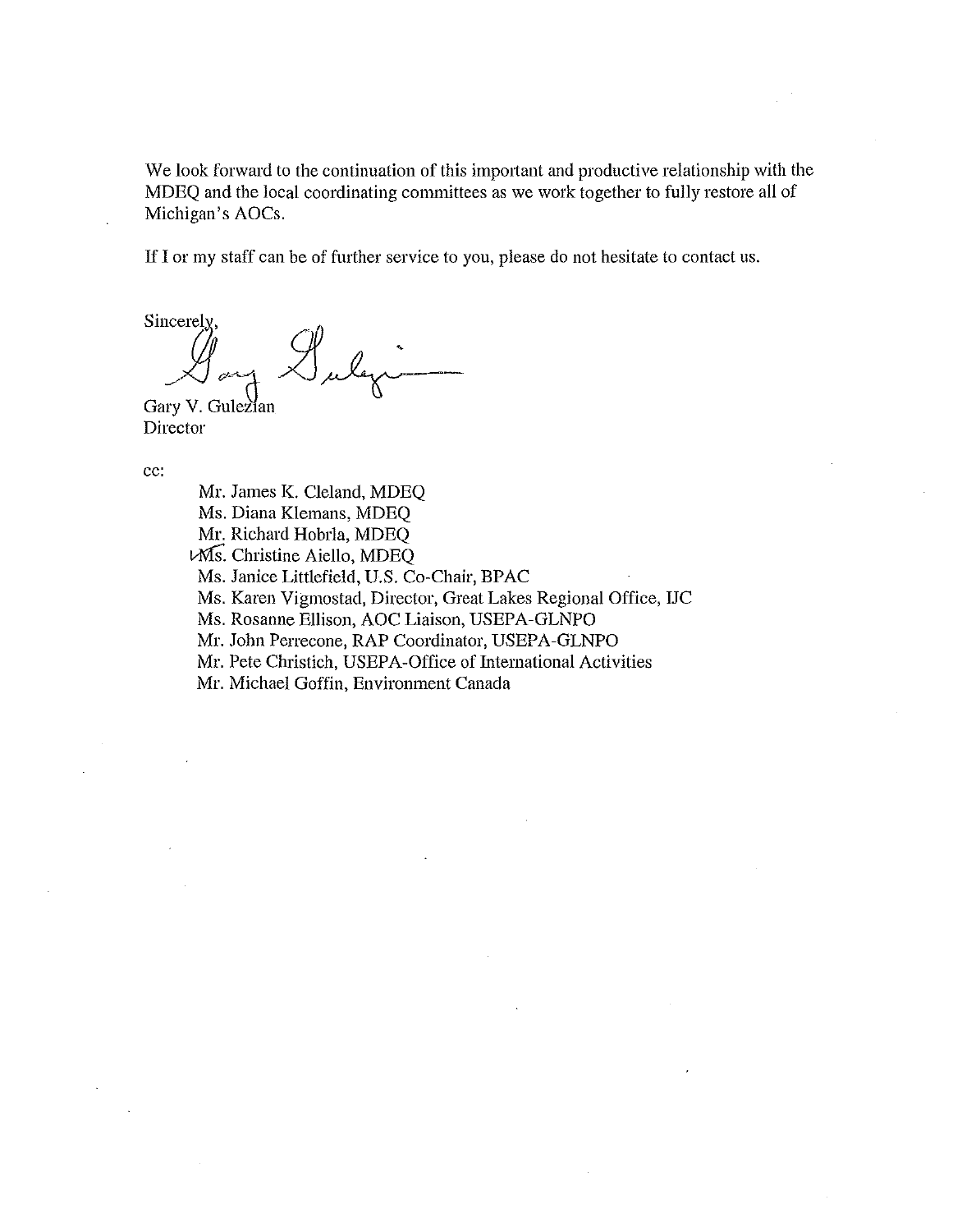We look forward to the continuation of this important and productive relationship with the MDEQ and the local coordinating committees as we work together to fully restore all of Michigan's AOCs.

If I or my staff can be of further service to you, please do not hesitate to contact us.

Sincerely,

Gary V. Gulezian
Director

cc:

Mr. James K. Cleland, MDEQ
Ms. Diana Klemans, MDEQ
Mr. Richard Hobrla, MDEQ
Ms. Christine Aiello, MDEQ
Ms. Janice Littlefield, U.S. Co-Chair, BPAC
Ms. Karen Vigmostad, Director, Great Lakes Regional Office, IJC
Ms. Rosanne Ellison, AOC Liaison, USEPA-GLNPO
Mr. John Perrecone, RAP Coordinator, USEPA-GLNPO
Mr. Pete Christich, USEPA-Office of International Activities
Mr. Michael Goffin, Environment Canada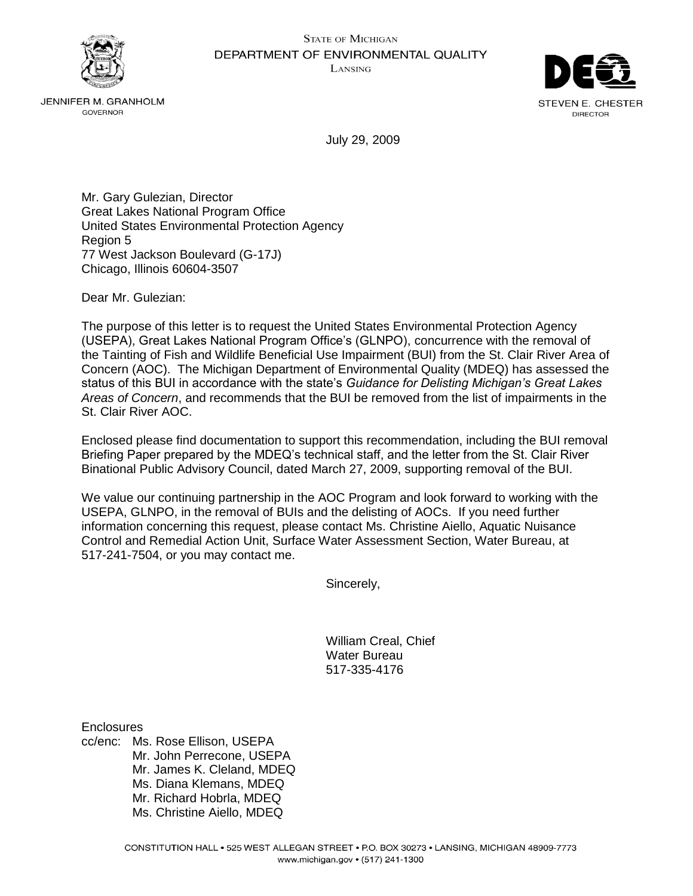STATE OF MICHIGAN
DEPARTMENT OF ENVIRONMENTAL QUALITY
LANSING

JENNIFER M. GRANHOLM
GOVERNOR

STEVEN E. CHESTER
DIRECTOR

July 29, 2009

Mr. Gary Gulezian, Director
Great Lakes National Program Office
United States Environmental Protection Agency
Region 5
77 West Jackson Boulevard (G-17J)
Chicago, Illinois 60604-3507

Dear Mr. Gulezian:

The purpose of this letter is to request the United States Environmental Protection Agency (USEPA), Great Lakes National Program Office's (GLNPO), concurrence with the removal of the Tainting of Fish and Wildlife Beneficial Use Impairment (BUI) from the St. Clair River Area of Concern (AOC). The Michigan Department of Environmental Quality (MDEQ) has assessed the status of this BUI in accordance with the state's *Guidance for Delisting Michigan's Great Lakes Areas of Concern*, and recommends that the BUI be removed from the list of impairments in the St. Clair River AOC.

Enclosed please find documentation to support this recommendation, including the BUI removal Briefing Paper prepared by the MDEQ's technical staff, and the letter from the St. Clair River Binational Public Advisory Council, dated March 27, 2009, supporting removal of the BUI.

We value our continuing partnership in the AOC Program and look forward to working with the USEPA, GLNPO, in the removal of BUIs and the delisting of AOCs. If you need further information concerning this request, please contact Ms. Christine Aiello, Aquatic Nuisance Control and Remedial Action Unit, Surface Water Assessment Section, Water Bureau, at 517-241-7504, or you may contact me.

Sincerely,

William Creal, Chief
Water Bureau
517-335-4176

Enclosures
cc/enc: Ms. Rose Ellison, USEPA
Mr. John Perrecone, USEPA
Mr. James K. Cleland, MDEQ
Ms. Diana Klemans, MDEQ
Mr. Richard Hobrla, MDEQ
Ms. Christine Aiello, MDEQ

CONSTITUTION HALL • 525 WEST ALLEGAN STREET • P.O. BOX 30273 • LANSING, MICHIGAN 48909-7773
www.michigan.gov • (517) 241-1300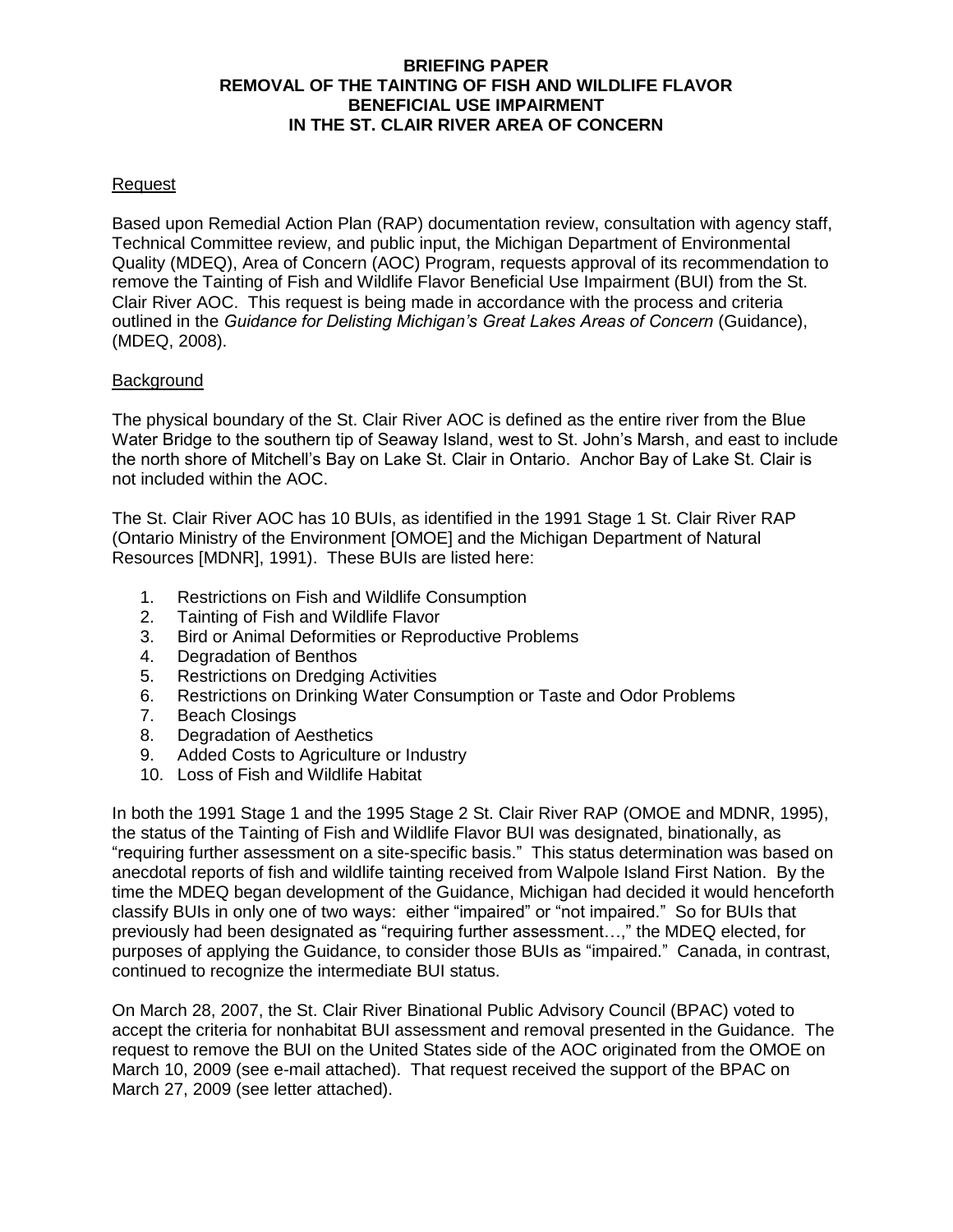**BRIEFING PAPER**
**REMOVAL OF THE TAINTING OF FISH AND WILDLIFE FLAVOR**
**BENEFICIAL USE IMPAIRMENT**
**IN THE ST. CLAIR RIVER AREA OF CONCERN**

## Request

Based upon Remedial Action Plan (RAP) documentation review, consultation with agency staff, Technical Committee review, and public input, the Michigan Department of Environmental Quality (MDEQ), Area of Concern (AOC) Program, requests approval of its recommendation to remove the Tainting of Fish and Wildlife Flavor Beneficial Use Impairment (BUI) from the St. Clair River AOC. This request is being made in accordance with the process and criteria outlined in the *Guidance for Delisting Michigan's Great Lakes Areas of Concern* (Guidance), (MDEQ, 2008).

## Background

The physical boundary of the St. Clair River AOC is defined as the entire river from the Blue Water Bridge to the southern tip of Seaway Island, west to St. John's Marsh, and east to include the north shore of Mitchell's Bay on Lake St. Clair in Ontario. Anchor Bay of Lake St. Clair is not included within the AOC.

The St. Clair River AOC has 10 BUIs, as identified in the 1991 Stage 1 St. Clair River RAP (Ontario Ministry of the Environment [OMOE] and the Michigan Department of Natural Resources [MDNR], 1991). These BUIs are listed here:

1. Restrictions on Fish and Wildlife Consumption
2. Tainting of Fish and Wildlife Flavor
3. Bird or Animal Deformities or Reproductive Problems
4. Degradation of Benthos
5. Restrictions on Dredging Activities
6. Restrictions on Drinking Water Consumption or Taste and Odor Problems
7. Beach Closings
8. Degradation of Aesthetics
9. Added Costs to Agriculture or Industry
10. Loss of Fish and Wildlife Habitat

In both the 1991 Stage 1 and the 1995 Stage 2 St. Clair River RAP (OMOE and MDNR, 1995), the status of the Tainting of Fish and Wildlife Flavor BUI was designated, binationally, as "requiring further assessment on a site-specific basis." This status determination was based on anecdotal reports of fish and wildlife tainting received from Walpole Island First Nation. By the time the MDEQ began development of the Guidance, Michigan had decided it would henceforth classify BUIs in only one of two ways: either "impaired" or "not impaired." So for BUIs that previously had been designated as "requiring further assessment…," the MDEQ elected, for purposes of applying the Guidance, to consider those BUIs as "impaired." Canada, in contrast, continued to recognize the intermediate BUI status.

On March 28, 2007, the St. Clair River Binational Public Advisory Council (BPAC) voted to accept the criteria for nonhabitat BUI assessment and removal presented in the Guidance. The request to remove the BUI on the United States side of the AOC originated from the OMOE on March 10, 2009 (see e-mail attached). That request received the support of the BPAC on March 27, 2009 (see letter attached).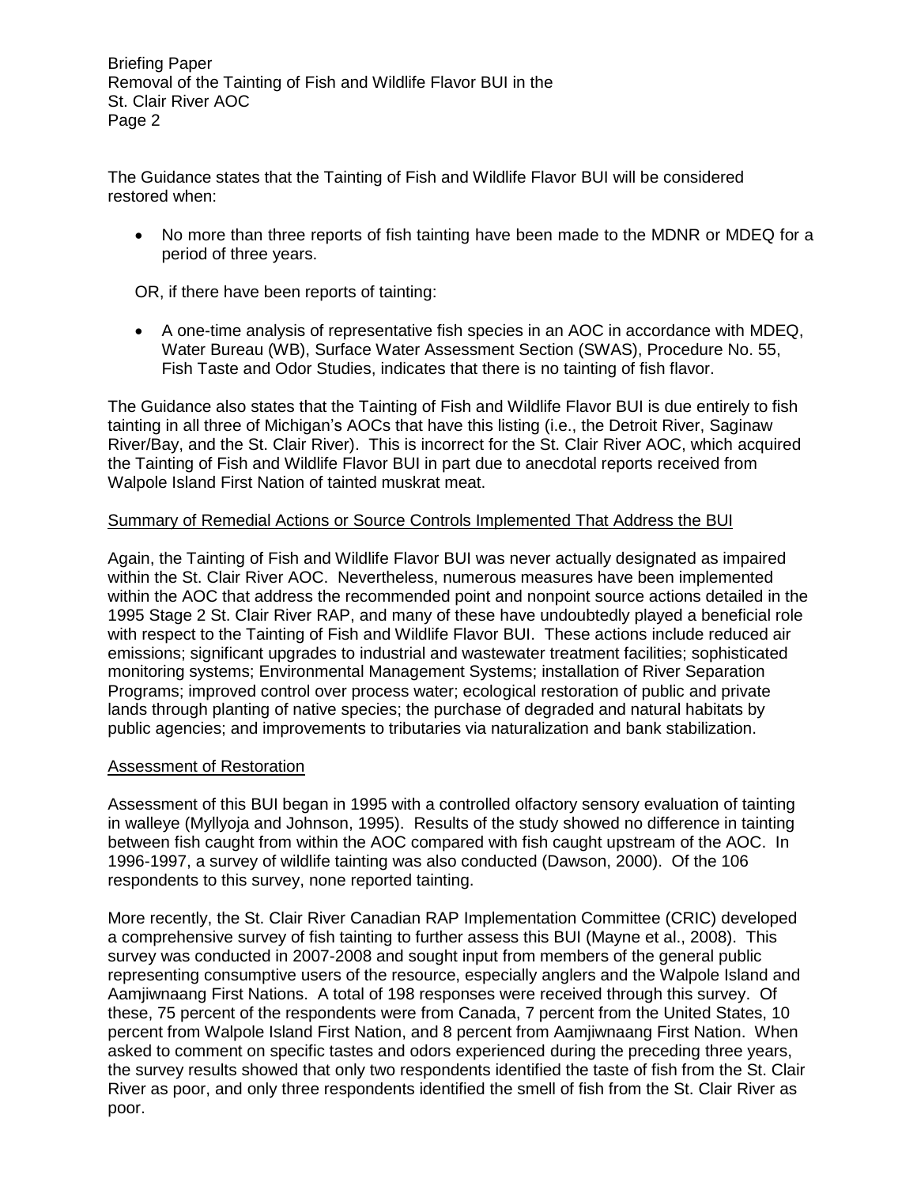The Guidance states that the Tainting of Fish and Wildlife Flavor BUI will be considered restored when:

- No more than three reports of fish tainting have been made to the MDNR or MDEQ for a period of three years.

OR, if there have been reports of tainting:

- A one-time analysis of representative fish species in an AOC in accordance with MDEQ, Water Bureau (WB), Surface Water Assessment Section (SWAS), Procedure No. 55, Fish Taste and Odor Studies, indicates that there is no tainting of fish flavor.

The Guidance also states that the Tainting of Fish and Wildlife Flavor BUI is due entirely to fish tainting in all three of Michigan's AOCs that have this listing (i.e., the Detroit River, Saginaw River/Bay, and the St. Clair River). This is incorrect for the St. Clair River AOC, which acquired the Tainting of Fish and Wildlife Flavor BUI in part due to anecdotal reports received from Walpole Island First Nation of tainted muskrat meat.

<u>Summary of Remedial Actions or Source Controls Implemented That Address the BUI</u>

Again, the Tainting of Fish and Wildlife Flavor BUI was never actually designated as impaired within the St. Clair River AOC. Nevertheless, numerous measures have been implemented within the AOC that address the recommended point and nonpoint source actions detailed in the 1995 Stage 2 St. Clair River RAP, and many of these have undoubtedly played a beneficial role with respect to the Tainting of Fish and Wildlife Flavor BUI. These actions include reduced air emissions; significant upgrades to industrial and wastewater treatment facilities; sophisticated monitoring systems; Environmental Management Systems; installation of River Separation Programs; improved control over process water; ecological restoration of public and private lands through planting of native species; the purchase of degraded and natural habitats by public agencies; and improvements to tributaries via naturalization and bank stabilization.

<u>Assessment of Restoration</u>

Assessment of this BUI began in 1995 with a controlled olfactory sensory evaluation of tainting in walleye (Myllyoja and Johnson, 1995). Results of the study showed no difference in tainting between fish caught from within the AOC compared with fish caught upstream of the AOC. In 1996-1997, a survey of wildlife tainting was also conducted (Dawson, 2000). Of the 106 respondents to this survey, none reported tainting.

More recently, the St. Clair River Canadian RAP Implementation Committee (CRIC) developed a comprehensive survey of fish tainting to further assess this BUI (Mayne et al., 2008). This survey was conducted in 2007-2008 and sought input from members of the general public representing consumptive users of the resource, especially anglers and the Walpole Island and Aamjiwnaang First Nations. A total of 198 responses were received through this survey. Of these, 75 percent of the respondents were from Canada, 7 percent from the United States, 10 percent from Walpole Island First Nation, and 8 percent from Aamjiwnaang First Nation. When asked to comment on specific tastes and odors experienced during the preceding three years, the survey results showed that only two respondents identified the taste of fish from the St. Clair River as poor, and only three respondents identified the smell of fish from the St. Clair River as poor.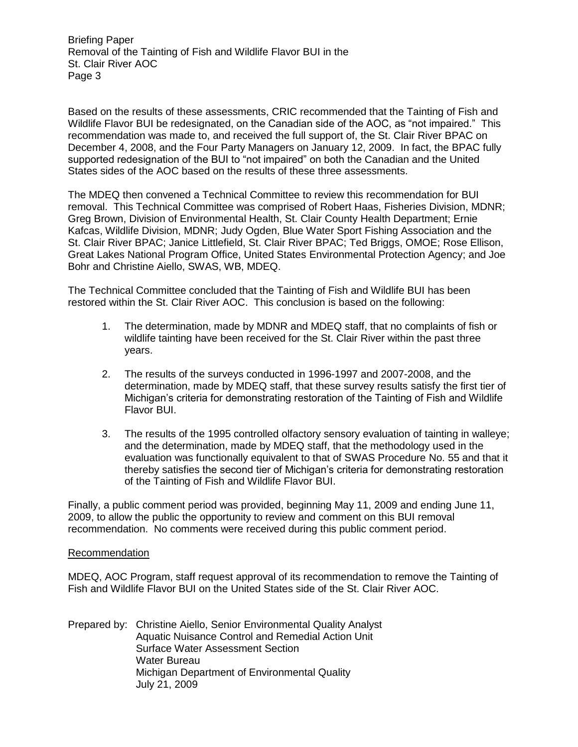Based on the results of these assessments, CRIC recommended that the Tainting of Fish and Wildlife Flavor BUI be redesignated, on the Canadian side of the AOC, as "not impaired." This recommendation was made to, and received the full support of, the St. Clair River BPAC on December 4, 2008, and the Four Party Managers on January 12, 2009. In fact, the BPAC fully supported redesignation of the BUI to "not impaired" on both the Canadian and the United States sides of the AOC based on the results of these three assessments.

The MDEQ then convened a Technical Committee to review this recommendation for BUI removal. This Technical Committee was comprised of Robert Haas, Fisheries Division, MDNR; Greg Brown, Division of Environmental Health, St. Clair County Health Department; Ernie Kafcas, Wildlife Division, MDNR; Judy Ogden, Blue Water Sport Fishing Association and the St. Clair River BPAC; Janice Littlefield, St. Clair River BPAC; Ted Briggs, OMOE; Rose Ellison, Great Lakes National Program Office, United States Environmental Protection Agency; and Joe Bohr and Christine Aiello, SWAS, WB, MDEQ.

The Technical Committee concluded that the Tainting of Fish and Wildlife BUI has been restored within the St. Clair River AOC. This conclusion is based on the following:

1. The determination, made by MDNR and MDEQ staff, that no complaints of fish or wildlife tainting have been received for the St. Clair River within the past three years.

2. The results of the surveys conducted in 1996-1997 and 2007-2008, and the determination, made by MDEQ staff, that these survey results satisfy the first tier of Michigan's criteria for demonstrating restoration of the Tainting of Fish and Wildlife Flavor BUI.

3. The results of the 1995 controlled olfactory sensory evaluation of tainting in walleye; and the determination, made by MDEQ staff, that the methodology used in the evaluation was functionally equivalent to that of SWAS Procedure No. 55 and that it thereby satisfies the second tier of Michigan's criteria for demonstrating restoration of the Tainting of Fish and Wildlife Flavor BUI.

Finally, a public comment period was provided, beginning May 11, 2009 and ending June 11, 2009, to allow the public the opportunity to review and comment on this BUI removal recommendation. No comments were received during this public comment period.

## Recommendation

MDEQ, AOC Program, staff request approval of its recommendation to remove the Tainting of Fish and Wildlife Flavor BUI on the United States side of the St. Clair River AOC.

Prepared by: Christine Aiello, Senior Environmental Quality Analyst
Aquatic Nuisance Control and Remedial Action Unit
Surface Water Assessment Section
Water Bureau
Michigan Department of Environmental Quality
July 21, 2009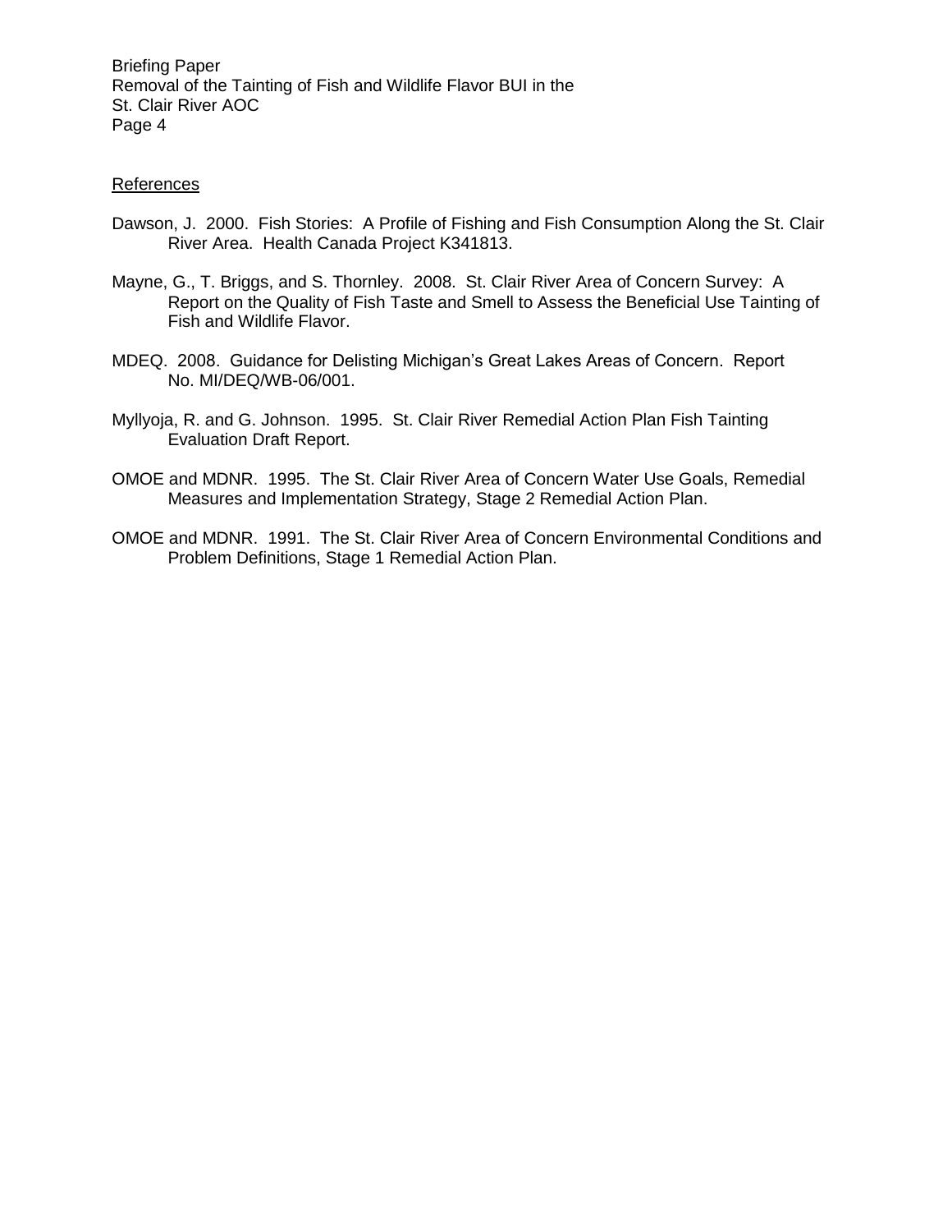## References

Dawson, J. 2000. Fish Stories: A Profile of Fishing and Fish Consumption Along the St. Clair River Area. Health Canada Project K341813.

Mayne, G., T. Briggs, and S. Thornley. 2008. St. Clair River Area of Concern Survey: A Report on the Quality of Fish Taste and Smell to Assess the Beneficial Use Tainting of Fish and Wildlife Flavor.

MDEQ. 2008. Guidance for Delisting Michigan's Great Lakes Areas of Concern. Report No. MI/DEQ/WB-06/001.

Myllyoja, R. and G. Johnson. 1995. St. Clair River Remedial Action Plan Fish Tainting Evaluation Draft Report.

OMOE and MDNR. 1995. The St. Clair River Area of Concern Water Use Goals, Remedial Measures and Implementation Strategy, Stage 2 Remedial Action Plan.

OMOE and MDNR. 1991. The St. Clair River Area of Concern Environmental Conditions and Problem Definitions, Stage 1 Remedial Action Plan.